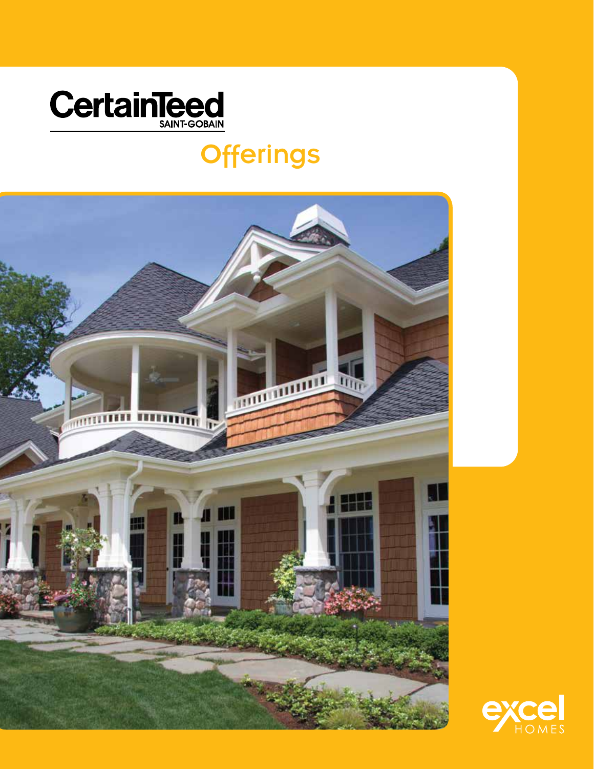# CertainTeed

SAINT-GOBAIN

## Offerings

excel HOMES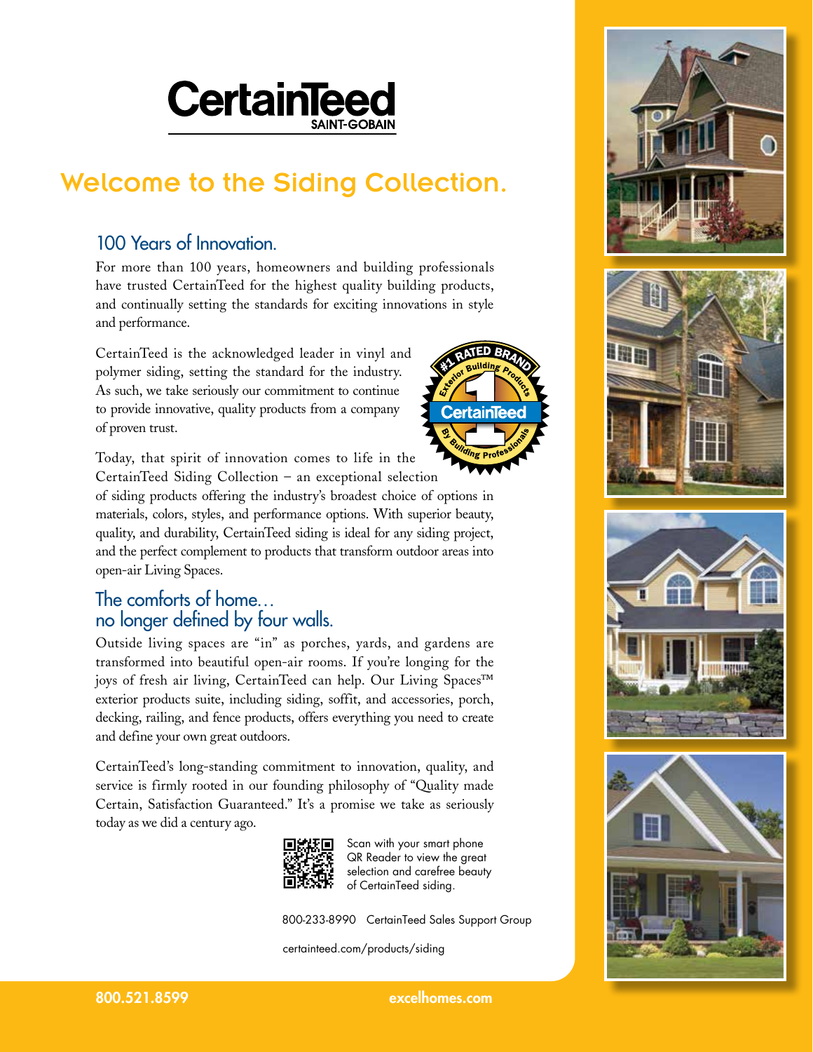# CertainTeed

SAINT-GOBAIN

## Welcome to the Siding Collection.

### 100 Years of Innovation.

For more than 100 years, homeowners and building professionals have trusted CertainTeed for the highest quality building products, and continually setting the standards for exciting innovations in style and performance.

CertainTeed is the acknowledged leader in vinyl and polymer siding, setting the standard for the industry. As such, we take seriously our commitment to continue to provide innovative, quality products from a company of proven trust.

#1 RATED BRAND Exterior Building Products CertainTeed By Building Professionals

Today, that spirit of innovation comes to life in the CertainTeed Siding Collection – an exceptional selection of siding products offering the industry's broadest choice of options in materials, colors, styles, and performance options. With superior beauty, quality, and durability, CertainTeed siding is ideal for any siding project, and the perfect complement to products that transform outdoor areas into open-air Living Spaces.

### The comforts of home… no longer defined by four walls.

Outside living spaces are "in" as porches, yards, and gardens are transformed into beautiful open-air rooms. If you're longing for the joys of fresh air living, CertainTeed can help. Our Living Spaces™ exterior products suite, including siding, soffit, and accessories, porch, decking, railing, and fence products, offers everything you need to create and define your own great outdoors.

CertainTeed's long-standing commitment to innovation, quality, and service is firmly rooted in our founding philosophy of "Quality made Certain, Satisfaction Guaranteed." It's a promise we take as seriously today as we did a century ago.

Scan with your smart phone QR Reader to view the great selection and carefree beauty of CertainTeed siding.

800-233-8990 CertainTeed Sales Support Group

certainteed.com/products/siding

800.521.8599 excelhomes.com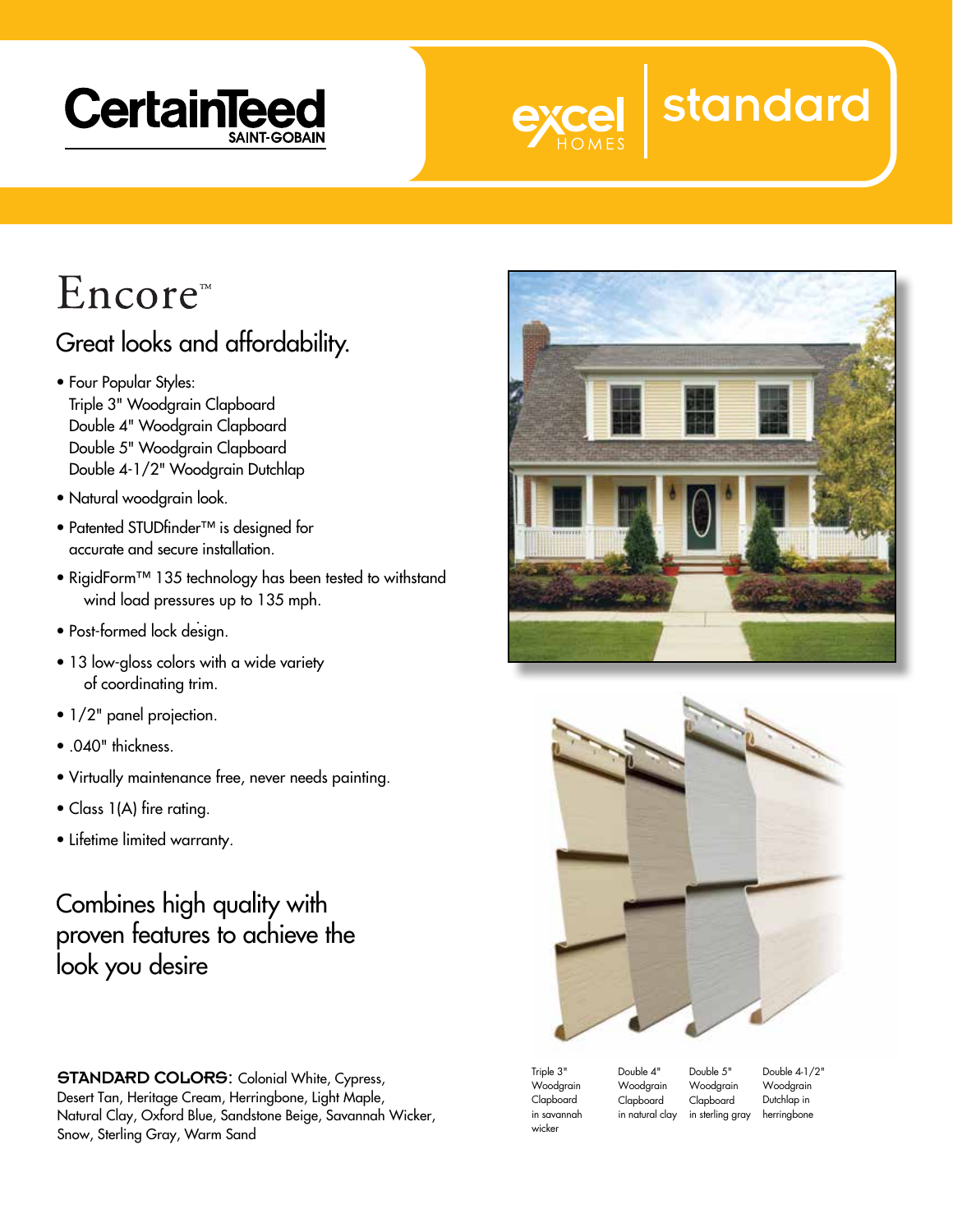CertainTeed
SAINT-GOBAIN

excel HOMES | standard

# Encore™

## Great looks and affordability.

- Four Popular Styles:
  Triple 3" Woodgrain Clapboard
  Double 4" Woodgrain Clapboard
  Double 5" Woodgrain Clapboard
  Double 4-1/2" Woodgrain Dutchlap
- Natural woodgrain look.
- Patented STUDfinder™ is designed for accurate and secure installation.
- RigidForm™ 135 technology has been tested to withstand wind load pressures up to 135 mph.
- Post-formed lock design.
- 13 low-gloss colors with a wide variety of coordinating trim.
- 1/2" panel projection.
- .040" thickness.
- Virtually maintenance free, never needs painting.
- Class 1(A) fire rating.
- Lifetime limited warranty.

## Combines high quality with proven features to achieve the look you desire

**STANDARD COLORS:** Colonial White, Cypress, Desert Tan, Heritage Cream, Herringbone, Light Maple, Natural Clay, Oxford Blue, Sandstone Beige, Savannah Wicker, Snow, Sterling Gray, Warm Sand

Triple 3" Woodgrain Clapboard in savannah wicker

Double 4" Woodgrain Clapboard in natural clay

Double 5" Woodgrain Clapboard in sterling gray

Double 4-1/2" Woodgrain Dutchlap in herringbone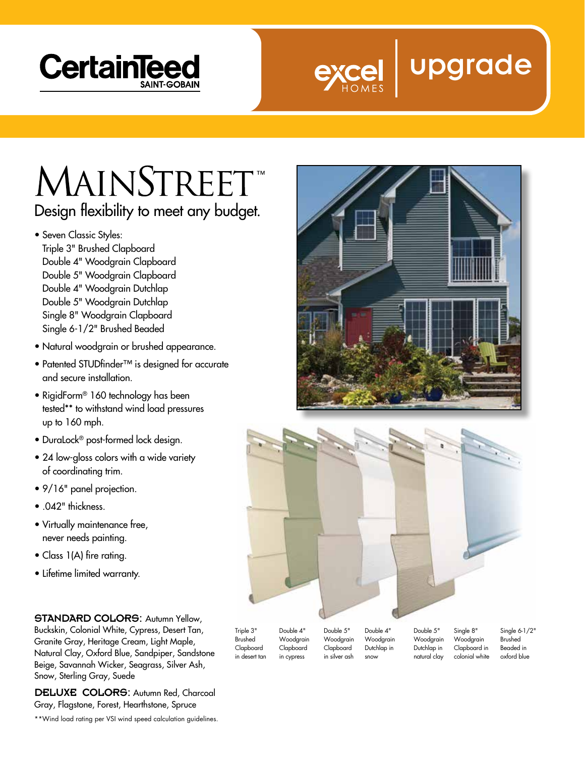CertainTeed
SAINT-GOBAIN

excel HOMES | upgrade

# MainStreet™

## Design flexibility to meet any budget.

- Seven Classic Styles:
  Triple 3" Brushed Clapboard
  Double 4" Woodgrain Clapboard
  Double 5" Woodgrain Clapboard
  Double 4" Woodgrain Dutchlap
  Double 5" Woodgrain Dutchlap
  Single 8" Woodgrain Clapboard
  Single 6-1/2" Brushed Beaded
- Natural woodgrain or brushed appearance.
- Patented STUDfinder™ is designed for accurate and secure installation.
- RigidForm® 160 technology has been tested** to withstand wind load pressures up to 160 mph.
- DuraLock® post-formed lock design.
- 24 low-gloss colors with a wide variety of coordinating trim.
- 9/16" panel projection.
- .042" thickness.
- Virtually maintenance free, never needs painting.
- Class 1(A) fire rating.
- Lifetime limited warranty.

**STANDARD COLORS:** Autumn Yellow, Buckskin, Colonial White, Cypress, Desert Tan, Granite Gray, Heritage Cream, Light Maple, Natural Clay, Oxford Blue, Sandpiper, Sandstone Beige, Savannah Wicker, Seagrass, Silver Ash, Snow, Sterling Gray, Suede

**DELUXE COLORS:** Autumn Red, Charcoal Gray, Flagstone, Forest, Hearthstone, Spruce

**Wind load rating per VSI wind speed calculation guidelines.

Triple 3" Brushed Clapboard in desert tan

Double 4" Woodgrain Clapboard in cypress

Double 5" Woodgrain Clapboard in silver ash

Double 4" Woodgrain Dutchlap in snow

Double 5" Woodgrain Dutchlap in natural clay

Single 8" Woodgrain Clapboard in colonial white

Single 6-1/2" Brushed Beaded in oxford blue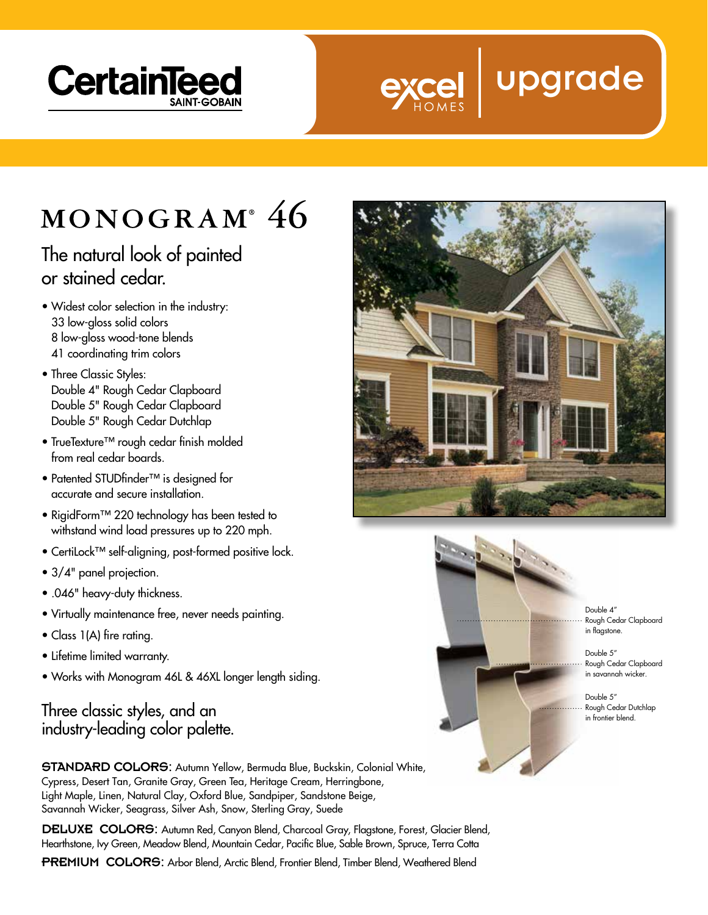CertainTeed
SAINT-GOBAIN

excel HOMES | upgrade

# MONOGRAM® 46

## The natural look of painted or stained cedar.

- Widest color selection in the industry:
  33 low-gloss solid colors
  8 low-gloss wood-tone blends
  41 coordinating trim colors
- Three Classic Styles:
  Double 4" Rough Cedar Clapboard
  Double 5" Rough Cedar Clapboard
  Double 5" Rough Cedar Dutchlap
- TrueTexture™ rough cedar finish molded from real cedar boards.
- Patented STUDfinder™ is designed for accurate and secure installation.
- RigidForm™ 220 technology has been tested to withstand wind load pressures up to 220 mph.
- CertiLock™ self-aligning, post-formed positive lock.
- 3/4" panel projection.
- .046" heavy-duty thickness.
- Virtually maintenance free, never needs painting.
- Class 1(A) fire rating.
- Lifetime limited warranty.
- Works with Monogram 46L & 46XL longer length siding.

Double 4" Rough Cedar Clapboard in flagstone.

Double 5" Rough Cedar Clapboard in savannah wicker.

Double 5" Rough Cedar Dutchlap in frontier blend.

## Three classic styles, and an industry-leading color palette.

**STANDARD COLORS:** Autumn Yellow, Bermuda Blue, Buckskin, Colonial White, Cypress, Desert Tan, Granite Gray, Green Tea, Heritage Cream, Herringbone, Light Maple, Linen, Natural Clay, Oxford Blue, Sandpiper, Sandstone Beige, Savannah Wicker, Seagrass, Silver Ash, Snow, Sterling Gray, Suede

**DELUXE COLORS:** Autumn Red, Canyon Blend, Charcoal Gray, Flagstone, Forest, Glacier Blend, Hearthstone, Ivy Green, Meadow Blend, Mountain Cedar, Pacific Blue, Sable Brown, Spruce, Terra Cotta

**PREMIUM COLORS:** Arbor Blend, Arctic Blend, Frontier Blend, Timber Blend, Weathered Blend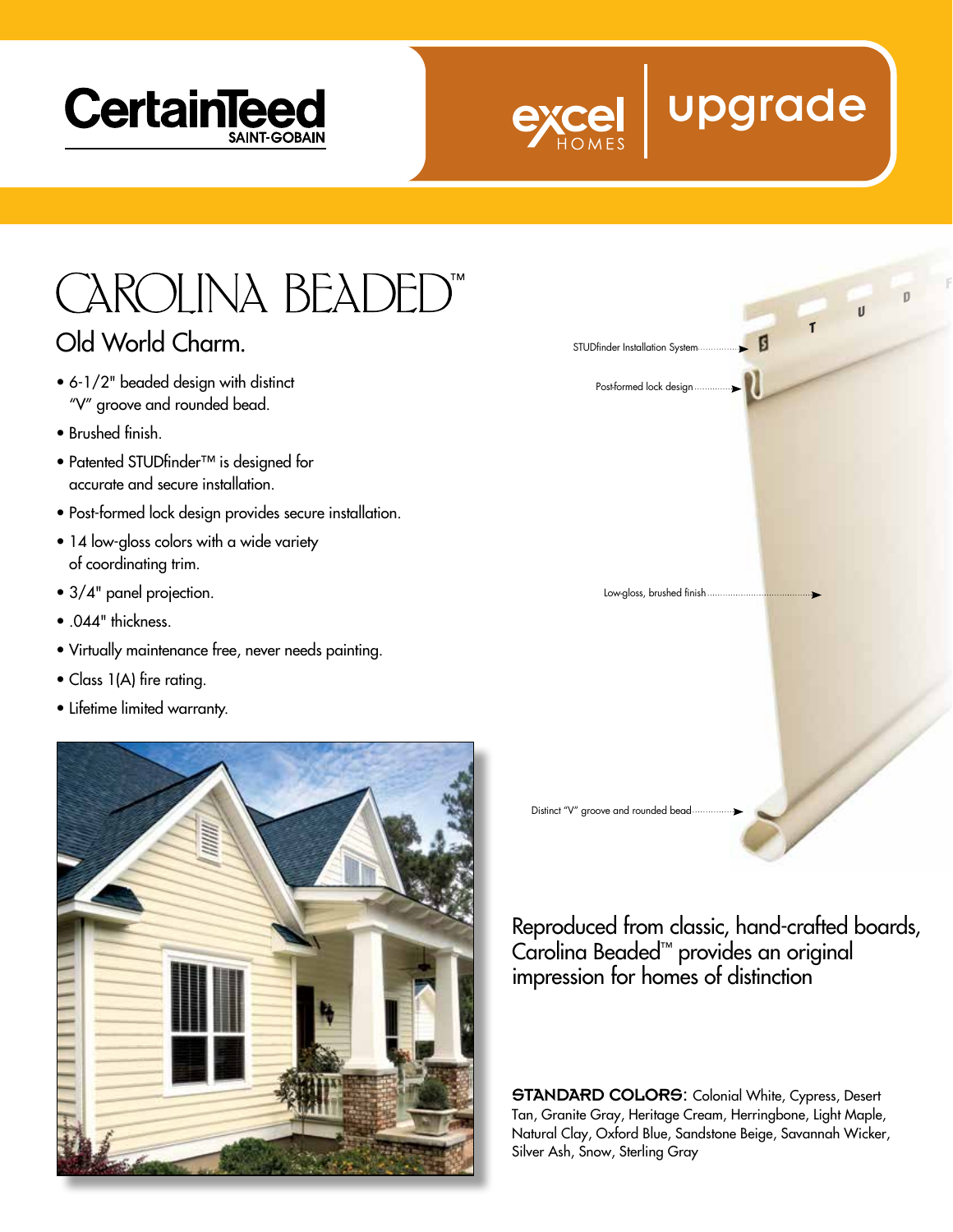CertainTeed
SAINT-GOBAIN

excel HOMES | upgrade

# CAROLINA BEADED™

## Old World Charm.

- 6-1/2" beaded design with distinct "V" groove and rounded bead.
- Brushed finish.
- Patented STUDfinder™ is designed for accurate and secure installation.
- Post-formed lock design provides secure installation.
- 14 low-gloss colors with a wide variety of coordinating trim.
- 3/4" panel projection.
- .044" thickness.
- Virtually maintenance free, never needs painting.
- Class 1(A) fire rating.
- Lifetime limited warranty.

STUDfinder Installation System

Post-formed lock design

Low-gloss, brushed finish

Distinct "V" groove and rounded bead

Reproduced from classic, hand-crafted boards, Carolina Beaded™ provides an original impression for homes of distinction

**STANDARD COLORS:** Colonial White, Cypress, Desert Tan, Granite Gray, Heritage Cream, Herringbone, Light Maple, Natural Clay, Oxford Blue, Sandstone Beige, Savannah Wicker, Silver Ash, Snow, Sterling Gray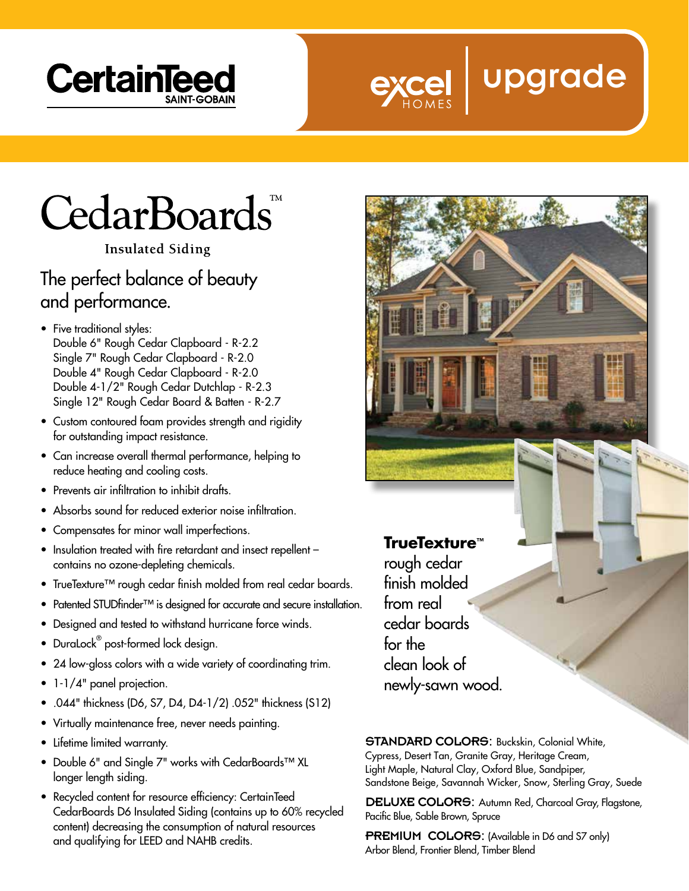CertainTeed
SAINT-GOBAIN

excel HOMES | upgrade

# CedarBoards™

Insulated Siding

## The perfect balance of beauty and performance.

- Five traditional styles:
  Double 6" Rough Cedar Clapboard - R-2.2
  Single 7" Rough Cedar Clapboard - R-2.0
  Double 4" Rough Cedar Clapboard - R-2.0
  Double 4-1/2" Rough Cedar Dutchlap - R-2.3
  Single 12" Rough Cedar Board & Batten - R-2.7
- Custom contoured foam provides strength and rigidity for outstanding impact resistance.
- Can increase overall thermal performance, helping to reduce heating and cooling costs.
- Prevents air infiltration to inhibit drafts.
- Absorbs sound for reduced exterior noise infiltration.
- Compensates for minor wall imperfections.
- Insulation treated with fire retardant and insect repellent – contains no ozone-depleting chemicals.
- TrueTexture™ rough cedar finish molded from real cedar boards.
- Patented STUDfinder™ is designed for accurate and secure installation.
- Designed and tested to withstand hurricane force winds.
- DuraLock® post-formed lock design.
- 24 low-gloss colors with a wide variety of coordinating trim.
- 1-1/4" panel projection.
- .044" thickness (D6, S7, D4, D4-1/2) .052" thickness (S12)
- Virtually maintenance free, never needs painting.
- Lifetime limited warranty.
- Double 6" and Single 7" works with CedarBoards™ XL longer length siding.
- Recycled content for resource efficiency: CertainTeed CedarBoards D6 Insulated Siding (contains up to 60% recycled content) decreasing the consumption of natural resources and qualifying for LEED and NAHB credits.

**TrueTexture™** rough cedar finish molded from real cedar boards for the clean look of newly-sawn wood.

**STANDARD COLORS:** Buckskin, Colonial White, Cypress, Desert Tan, Granite Gray, Heritage Cream, Light Maple, Natural Clay, Oxford Blue, Sandpiper, Sandstone Beige, Savannah Wicker, Snow, Sterling Gray, Suede

**DELUXE COLORS:** Autumn Red, Charcoal Gray, Flagstone, Pacific Blue, Sable Brown, Spruce

**PREMIUM COLORS:** (Available in D6 and S7 only) Arbor Blend, Frontier Blend, Timber Blend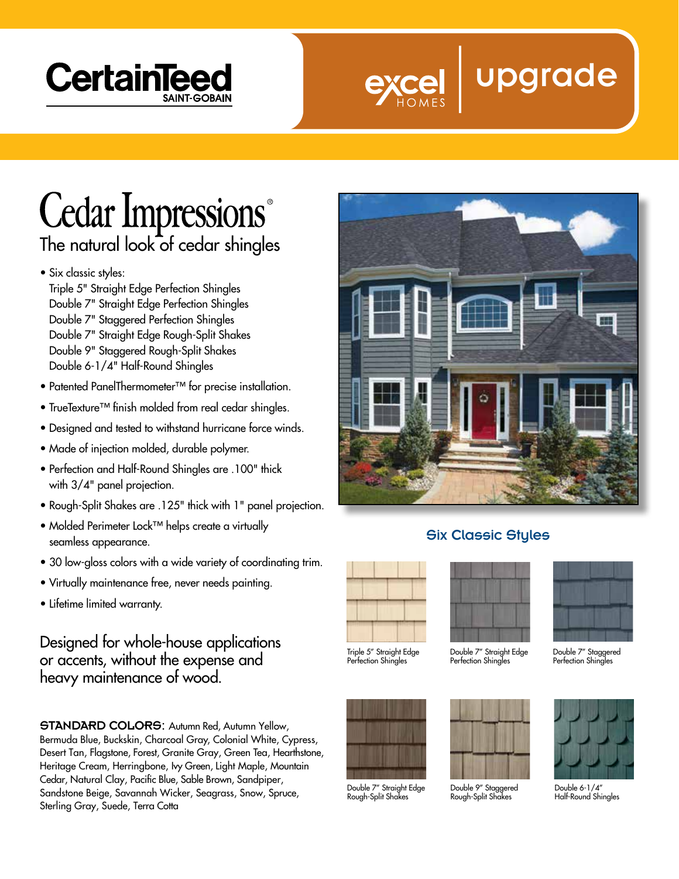CertainTeed
SAINT-GOBAIN

excel HOMES | upgrade

# Cedar Impressions®

## The natural look of cedar shingles

- Six classic styles:
  Triple 5" Straight Edge Perfection Shingles
  Double 7" Straight Edge Perfection Shingles
  Double 7" Staggered Perfection Shingles
  Double 7" Straight Edge Rough-Split Shakes
  Double 9" Staggered Rough-Split Shakes
  Double 6-1/4" Half-Round Shingles
- Patented PanelThermometer™ for precise installation.
- TrueTexture™ finish molded from real cedar shingles.
- Designed and tested to withstand hurricane force winds.
- Made of injection molded, durable polymer.
- Perfection and Half-Round Shingles are .100" thick with 3/4" panel projection.
- Rough-Split Shakes are .125" thick with 1" panel projection.
- Molded Perimeter Lock™ helps create a virtually seamless appearance.
- 30 low-gloss colors with a wide variety of coordinating trim.
- Virtually maintenance free, never needs painting.
- Lifetime limited warranty.

Designed for whole-house applications or accents, without the expense and heavy maintenance of wood.

**STANDARD COLORS:** Autumn Red, Autumn Yellow, Bermuda Blue, Buckskin, Charcoal Gray, Colonial White, Cypress, Desert Tan, Flagstone, Forest, Granite Gray, Green Tea, Hearthstone, Heritage Cream, Herringbone, Ivy Green, Light Maple, Mountain Cedar, Natural Clay, Pacific Blue, Sable Brown, Sandpiper, Sandstone Beige, Savannah Wicker, Seagrass, Snow, Spruce, Sterling Gray, Suede, Terra Cotta

### Six Classic Styles

Triple 5" Straight Edge Perfection Shingles

Double 7" Straight Edge Perfection Shingles

Double 7" Staggered Perfection Shingles

Double 7" Straight Edge Rough-Split Shakes

Double 9" Staggered Rough-Split Shakes

Double 6-1/4" Half-Round Shingles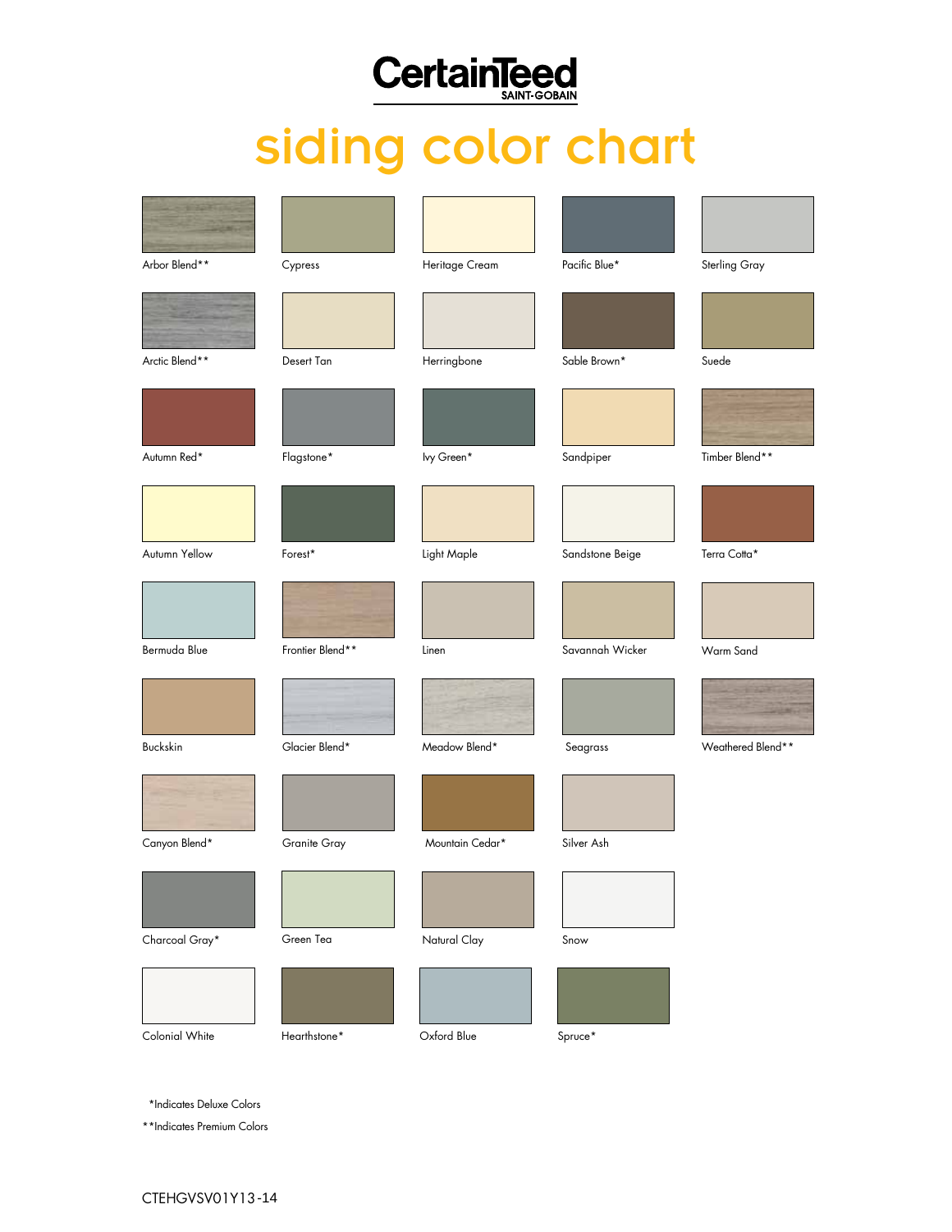CertainTeed
SAINT-GOBAIN

# siding color chart

| | | | | |
|---|---|---|---|---|
| Arbor Blend** | Cypress | Heritage Cream | Pacific Blue* | Sterling Gray |
| Arctic Blend** | Desert Tan | Herringbone | Sable Brown* | Suede |
| Autumn Red* | Flagstone* | Ivy Green* | Sandpiper | Timber Blend** |
| Autumn Yellow | Forest* | Light Maple | Sandstone Beige | Terra Cotta* |
| Bermuda Blue | Frontier Blend** | Linen | Savannah Wicker | Warm Sand |
| Buckskin | Glacier Blend* | Meadow Blend* | Seagrass | Weathered Blend** |
| Canyon Blend* | Granite Gray | Mountain Cedar* | Silver Ash | |
| Charcoal Gray* | Green Tea | Natural Clay | Snow | |
| Colonial White | Hearthstone* | Oxford Blue | Spruce* | |

*Indicates Deluxe Colors

**Indicates Premium Colors

CTEHGVSV01Y13-14